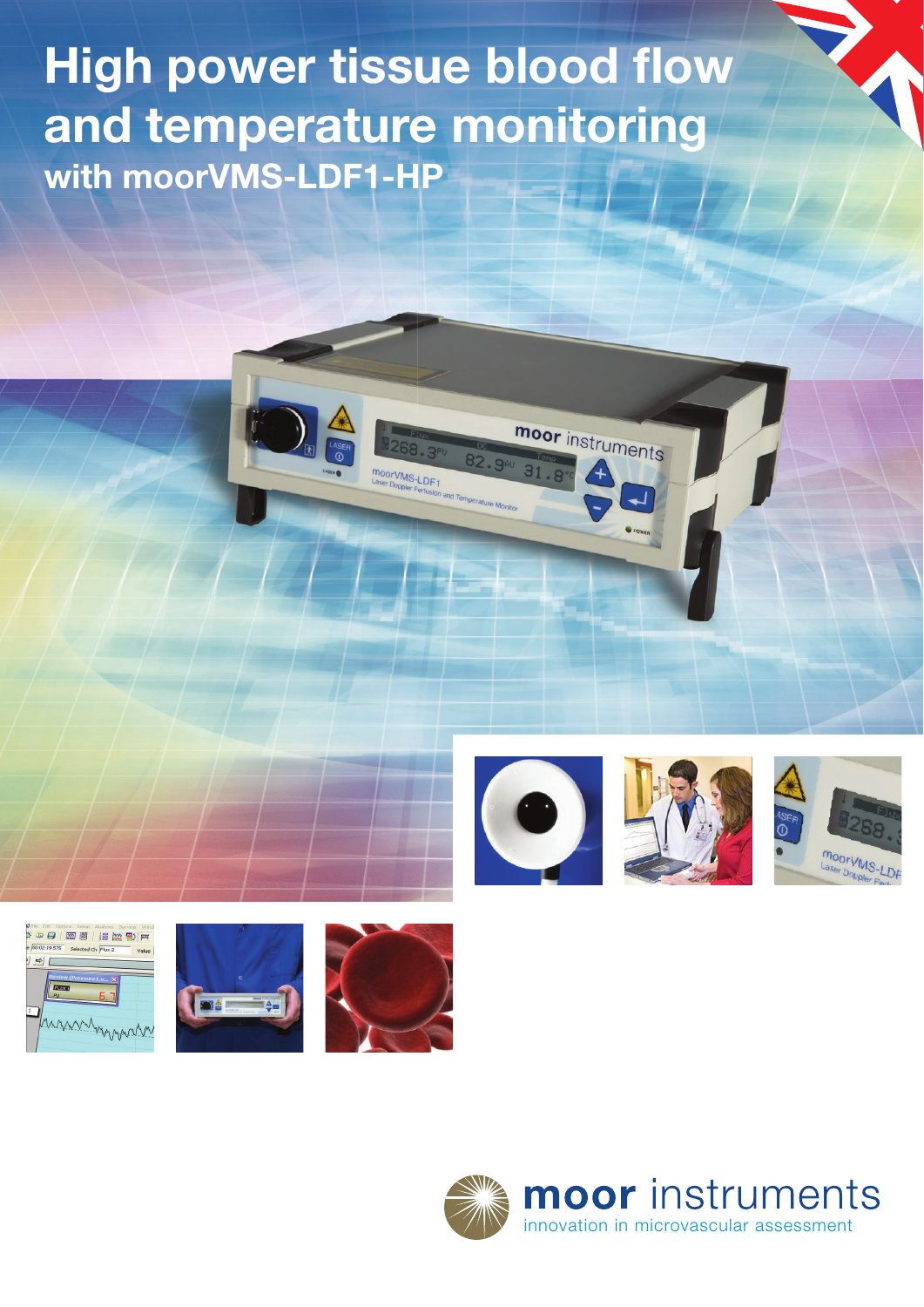# High power tissue blood flow and temperature monitoring

## with moorVMS-LDF1-HP

moor instruments

innovation in microvascular assessment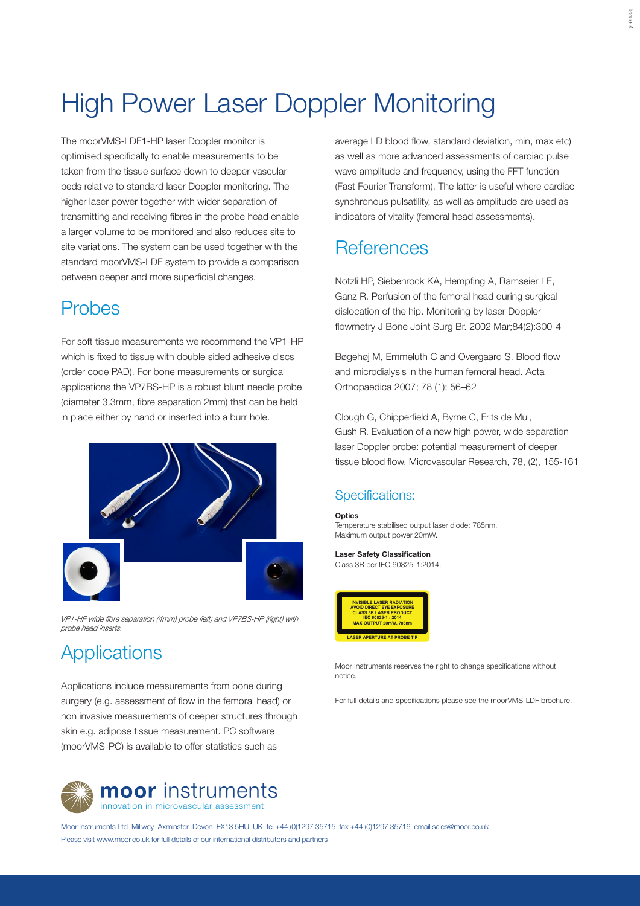# High Power Laser Doppler Monitoring

The moorVMS-LDF1-HP laser Doppler monitor is optimised specifically to enable measurements to be taken from the tissue surface down to deeper vascular beds relative to standard laser Doppler monitoring. The higher laser power together with wider separation of transmitting and receiving fibres in the probe head enable a larger volume to be monitored and also reduces site to site variations. The system can be used together with the standard moorVMS-LDF system to provide a comparison between deeper and more superficial changes.

## Probes

For soft tissue measurements we recommend the VP1-HP which is fixed to tissue with double sided adhesive discs (order code PAD). For bone measurements or surgical applications the VP7BS-HP is a robust blunt needle probe (diameter 3.3mm, fibre separation 2mm) that can be held in place either by hand or inserted into a burr hole.

*VP1-HP wide fibre separation (4mm) probe (left) and VP7BS-HP (right) with probe head inserts.*

## Applications

Applications include measurements from bone during surgery (e.g. assessment of flow in the femoral head) or non invasive measurements of deeper structures through skin e.g. adipose tissue measurement. PC software (moorVMS-PC) is available to offer statistics such as average LD blood flow, standard deviation, min, max etc) as well as more advanced assessments of cardiac pulse wave amplitude and frequency, using the FFT function (Fast Fourier Transform). The latter is useful where cardiac synchronous pulsatility, as well as amplitude are used as indicators of vitality (femoral head assessments).

## References

Notzli HP, Siebenrock KA, Hempfing A, Ramseier LE, Ganz R. Perfusion of the femoral head during surgical dislocation of the hip. Monitoring by laser Doppler flowmetry J Bone Joint Surg Br. 2002 Mar;84(2):300-4

Bøgehøj M, Emmeluth C and Overgaard S. Blood flow and microdialysis in the human femoral head. Acta Orthopaedica 2007; 78 (1): 56–62

Clough G, Chipperfield A, Byrne C, Frits de Mul, Gush R. Evaluation of a new high power, wide separation laser Doppler probe: potential measurement of deeper tissue blood flow. Microvascular Research, 78, (2), 155-161

### Specifications:

**Optics**
Temperature stabilised output laser diode; 785nm.
Maximum output power 20mW.

**Laser Safety Classification**
Class 3R per IEC 60825-1:2014.

INVISIBLE LASER RADIATION
AVOID DIRECT EYE EXPOSURE
CLASS 3R LASER PRODUCT
IEC 60825-1 : 2014
MAX OUTPUT 20mW, 785nm
LASER APERTURE AT PROBE TIP

Moor Instruments reserves the right to change specifications without notice.

For full details and specifications please see the moorVMS-LDF brochure.

**moor** instruments
innovation in microvascular assessment

Moor Instruments Ltd Millwey Axminster Devon EX13 5HU UK tel +44 (0)1297 35715 fax +44 (0)1297 35716 email sales@moor.co.uk
Please visit www.moor.co.uk for full details of our international distributors and partners